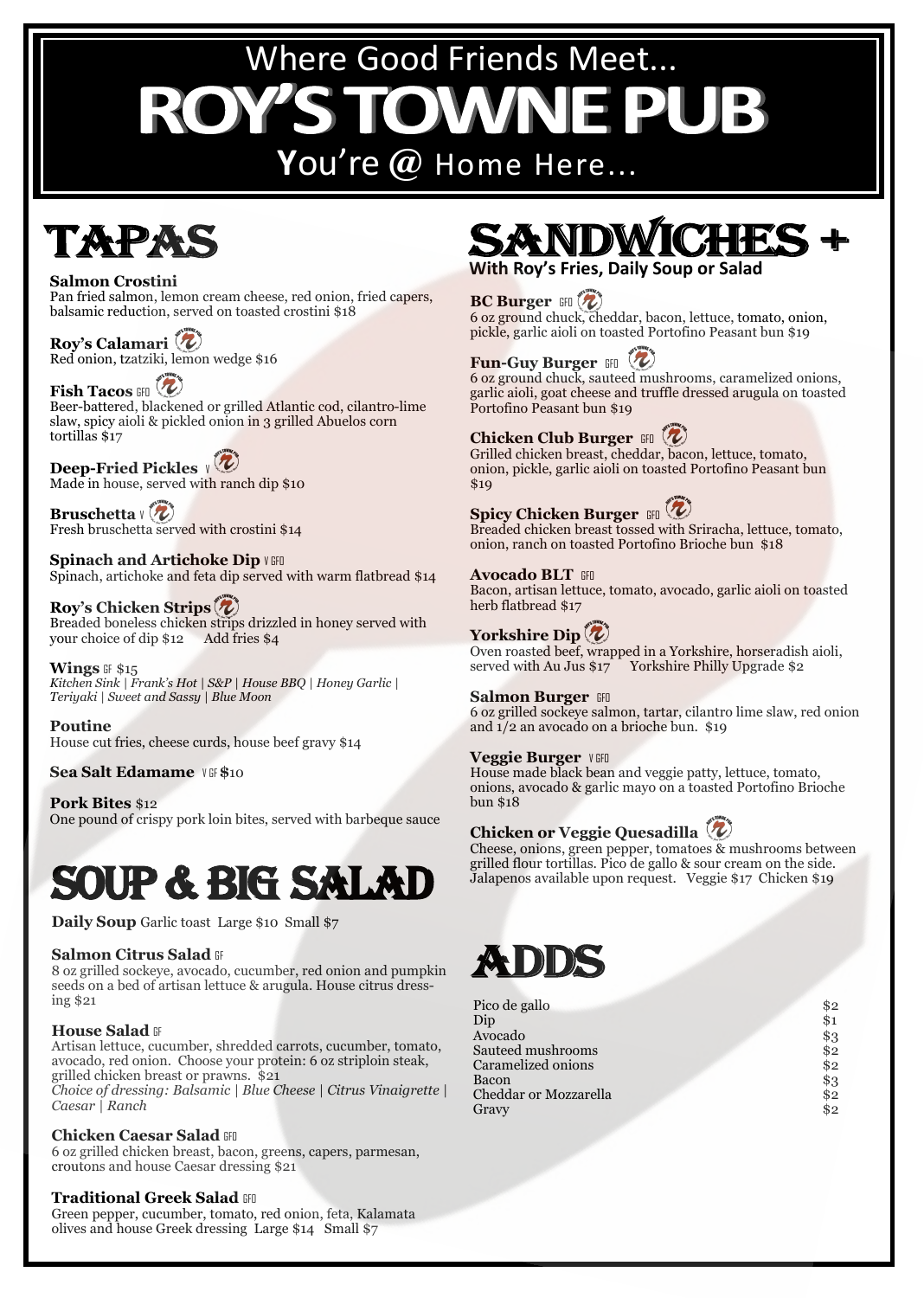Where Good Friends Meet...

# ROY'S TOWNE PUB

**Y**ou're **@** Home Here...

## TAPAS

**Salmon Crostini**
Pan fried salmon, lemon cream cheese, red onion, fried capers, balsamic reduction, served on toasted crostini $18

**Roy's Calamari**
Red onion, tzatziki, lemon wedge $16

**Fish Tacos** GFO
Beer-battered, blackened or grilled Atlantic cod, cilantro-lime slaw, spicy aioli & pickled onion in 3 grilled Abuelos corn tortillas $17

**Deep-Fried Pickles** V
Made in house, served with ranch dip $10

**Bruschetta** V
Fresh bruschetta served with crostini $14

**Spinach and Artichoke Dip** V GFO
Spinach, artichoke and feta dip served with warm flatbread $14

**Roy's Chicken Strips**
Breaded boneless chicken strips drizzled in honey served with your choice of dip $12 Add fries $4

**Wings** GF $15
*Kitchen Sink | Frank's Hot | S&P | House BBQ | Honey Garlic | Teriyaki | Sweet and Sassy | Blue Moon*

**Poutine**
House cut fries, cheese curds, house beef gravy $14

**Sea Salt Edamame** V GF $10

**Pork Bites** $12
One pound of crispy pork loin bites, served with barbeque sauce

## SOUP & BIG SALAD

**Daily Soup** Garlic toast Large $10 Small $7

**Salmon Citrus Salad** GF
8 oz grilled sockeye, avocado, cucumber, red onion and pumpkin seeds on a bed of artisan lettuce & arugula. House citrus dressing $21

**House Salad** GF
Artisan lettuce, cucumber, shredded carrots, cucumber, tomato, avocado, red onion. Choose your protein: 6 oz striploin steak, grilled chicken breast or prawns. $21
*Choice of dressing: Balsamic | Blue Cheese | Citrus Vinaigrette | Caesar | Ranch*

**Chicken Caesar Salad** GFO
6 oz grilled chicken breast, bacon, greens, capers, parmesan, croutons and house Caesar dressing $21

**Traditional Greek Salad** GFO
Green pepper, cucumber, tomato, red onion, feta, Kalamata olives and house Greek dressing Large $14 Small $7

## SANDWICHES +

**With Roy's Fries, Daily Soup or Salad**

**BC Burger** GFO
6 oz ground chuck, cheddar, bacon, lettuce, tomato, onion, pickle, garlic aioli on toasted Portofino Peasant bun $19

**Fun-Guy Burger** GFO
6 oz ground chuck, sauteed mushrooms, caramelized onions, garlic aioli, goat cheese and truffle dressed arugula on toasted Portofino Peasant bun $19

**Chicken Club Burger** GFO
Grilled chicken breast, cheddar, bacon, lettuce, tomato, onion, pickle, garlic aioli on toasted Portofino Peasant bun $19

**Spicy Chicken Burger** GFO
Breaded chicken breast tossed with Sriracha, lettuce, tomato, onion, ranch on toasted Portofino Brioche bun $18

**Avocado BLT** GFO
Bacon, artisan lettuce, tomato, avocado, garlic aioli on toasted herb flatbread $17

**Yorkshire Dip**
Oven roasted beef, wrapped in a Yorkshire, horseradish aioli, served with Au Jus $17 Yorkshire Philly Upgrade $2

**Salmon Burger** GFO
6 oz grilled sockeye salmon, tartar, cilantro lime slaw, red onion and 1/2 an avocado on a brioche bun. $19

**Veggie Burger** V GFO
House made black bean and veggie patty, lettuce, tomato, onions, avocado & garlic mayo on a toasted Portofino Brioche bun $18

**Chicken or Veggie Quesadilla**
Cheese, onions, green pepper, tomatoes & mushrooms between grilled flour tortillas. Pico de gallo & sour cream on the side. Jalapenos available upon request. Veggie $17 Chicken $19

## ADDS

| | |
|---|---|
| Pico de gallo | $2 |
| Dip | $1 |
| Avocado | $3 |
| Sauteed mushrooms | $2 |
| Caramelized onions | $2 |
| Bacon | $3 |
| Cheddar or Mozzarella | $2 |
| Gravy | $2 |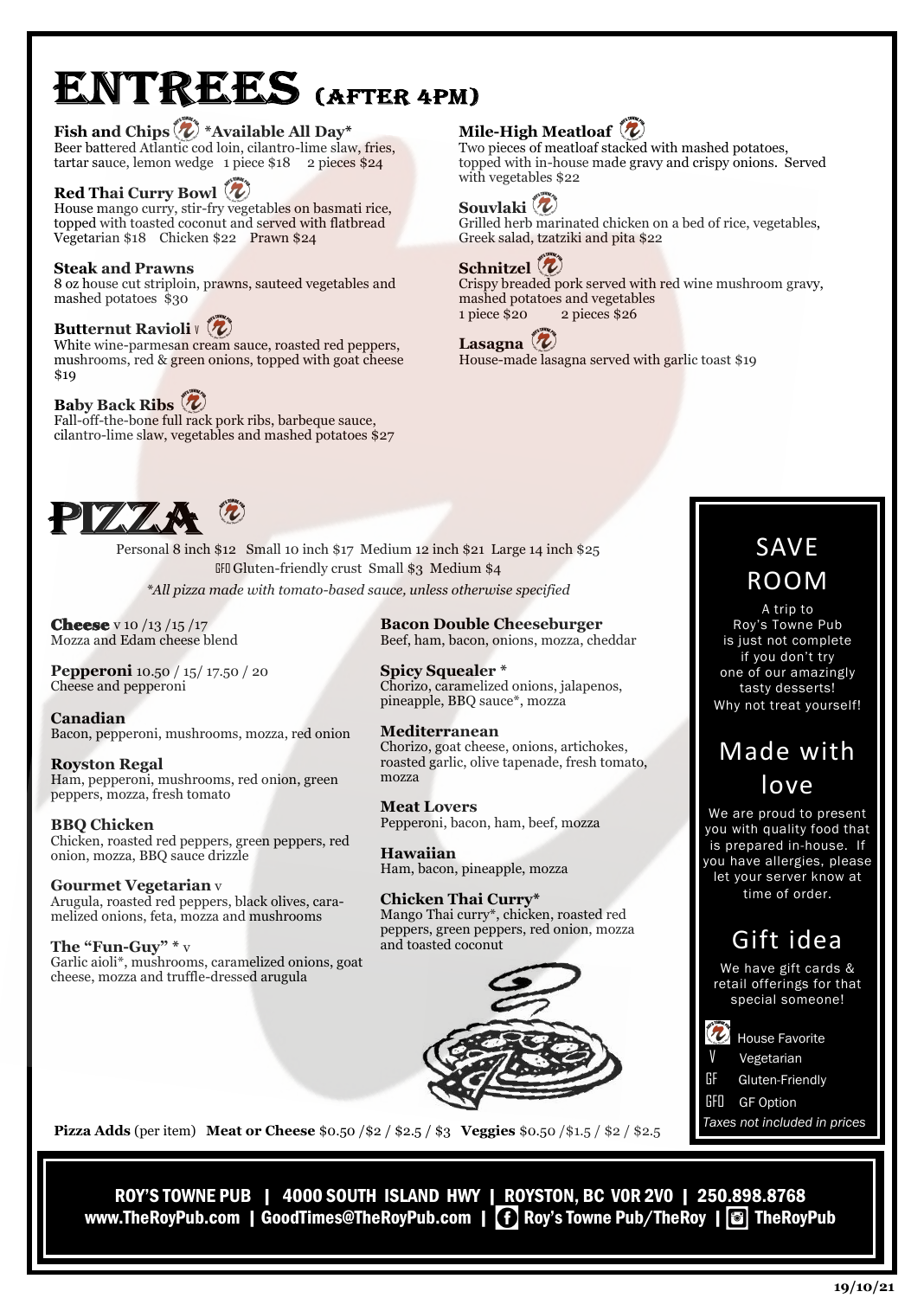# ENTREES (AFTER 4PM)

**Fish and Chips** *Available All Day*
Beer battered Atlantic cod loin, cilantro-lime slaw, fries, tartar sauce, lemon wedge 1 piece $18 2 pieces $24

**Red Thai Curry Bowl**
House mango curry, stir-fry vegetables on basmati rice, topped with toasted coconut and served with flatbread
Vegetarian $18 Chicken $22 Prawn $24

**Steak and Prawns**
8 oz house cut striploin, prawns, sauteed vegetables and mashed potatoes $30

**Butternut Ravioli** V
White wine-parmesan cream sauce, roasted red peppers, mushrooms, red & green onions, topped with goat cheese $19

**Baby Back Ribs**
Fall-off-the-bone full rack pork ribs, barbeque sauce, cilantro-lime slaw, vegetables and mashed potatoes $27

**Mile-High Meatloaf**
Two pieces of meatloaf stacked with mashed potatoes, topped with in-house made gravy and crispy onions. Served with vegetables $22

**Souvlaki**
Grilled herb marinated chicken on a bed of rice, vegetables, Greek salad, tzatziki and pita $22

**Schnitzel**
Crispy breaded pork served with red wine mushroom gravy, mashed potatoes and vegetables
1 piece $20 2 pieces $26

**Lasagna**
House-made lasagna served with garlic toast $19

# PIZZA

Personal 8 inch $12 Small 10 inch $17 Medium 12 inch $21 Large 14 inch $25
GFO Gluten-friendly crust Small $3 Medium $4
*All pizza made with tomato-based sauce, unless otherwise specified*

**Cheese** V 10 /13 /15 /17
Mozza and Edam cheese blend

**Pepperoni** 10.50 / 15/ 17.50 / 20
Cheese and pepperoni

**Canadian**
Bacon, pepperoni, mushrooms, mozza, red onion

**Royston Regal**
Ham, pepperoni, mushrooms, red onion, green peppers, mozza, fresh tomato

**BBQ Chicken**
Chicken, roasted red peppers, green peppers, red onion, mozza, BBQ sauce drizzle

**Gourmet Vegetarian** V
Arugula, roasted red peppers, black olives, caramelized onions, feta, mozza and mushrooms

**The "Fun-Guy"** * V
Garlic aioli*, mushrooms, caramelized onions, goat cheese, mozza and truffle-dressed arugula

**Bacon Double Cheeseburger**
Beef, ham, bacon, onions, mozza, cheddar

**Spicy Squealer** *
Chorizo, caramelized onions, jalapenos, pineapple, BBQ sauce*, mozza

**Mediterranean**
Chorizo, goat cheese, onions, artichokes, roasted garlic, olive tapenade, fresh tomato, mozza

**Meat Lovers**
Pepperoni, bacon, ham, beef, mozza

**Hawaiian**
Ham, bacon, pineapple, mozza

**Chicken Thai Curry***
Mango Thai curry*, chicken, roasted red peppers, green peppers, red onion, mozza and toasted coconut

**Pizza Adds** (per item) **Meat or Cheese** $0.50 /$2 / $2.5 / $3 **Veggies** $0.50 /$1.5 / $2 / $2.5

## SAVE ROOM

A trip to Roy's Towne Pub is just not complete if you don't try one of our amazingly tasty desserts! Why not treat yourself!

## Made with love

We are proud to present you with quality food that is prepared in-house. If you have allergies, please let your server know at time of order.

## Gift idea

We have gift cards & retail offerings for that special someone!

House Favorite
V Vegetarian
GF Gluten-Friendly
GFO GF Option
*Taxes not included in prices*

ROY'S TOWNE PUB | 4000 SOUTH ISLAND HWY | ROYSTON, BC V0R 2V0 | 250.898.8768
www.TheRoyPub.com | GoodTimes@TheRoyPub.com | Roy's Towne Pub/TheRoy | TheRoyPub

19/10/21